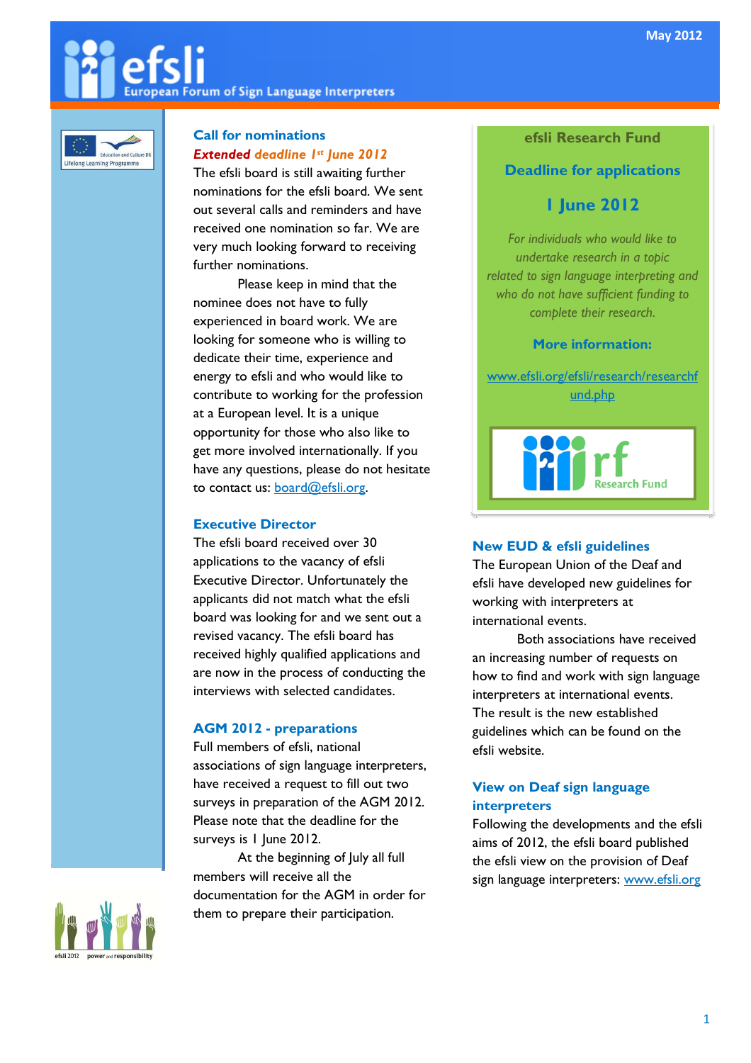# efsli

European Forum of Sign Language Interpreters

May 2012

## Call for nominations

***Extended deadline 1st June 2012***

The efsli board is still awaiting further nominations for the efsli board. We sent out several calls and reminders and have received one nomination so far. We are very much looking forward to receiving further nominations.

Please keep in mind that the nominee does not have to fully experienced in board work. We are looking for someone who is willing to dedicate their time, experience and energy to efsli and who would like to contribute to working for the profession at a European level. It is a unique opportunity for those who also like to get more involved internationally. If you have any questions, please do not hesitate to contact us: board@efsli.org.

## Executive Director

The efsli board received over 30 applications to the vacancy of efsli Executive Director. Unfortunately the applicants did not match what the efsli board was looking for and we sent out a revised vacancy. The efsli board has received highly qualified applications and are now in the process of conducting the interviews with selected candidates.

## AGM 2012 - preparations

Full members of efsli, national associations of sign language interpreters, have received a request to fill out two surveys in preparation of the AGM 2012. Please note that the deadline for the surveys is 1 June 2012.

At the beginning of July all full members will receive all the documentation for the AGM in order for them to prepare their participation.

## efsli Research Fund

### Deadline for applications

### 1 June 2012

*For individuals who would like to undertake research in a topic related to sign language interpreting and who do not have sufficient funding to complete their research.*

**More information:**

www.efsli.org/efsli/research/researchfund.php

## New EUD & efsli guidelines

The European Union of the Deaf and efsli have developed new guidelines for working with interpreters at international events.

Both associations have received an increasing number of requests on how to find and work with sign language interpreters at international events. The result is the new established guidelines which can be found on the efsli website.

## View on Deaf sign language interpreters

Following the developments and the efsli aims of 2012, the efsli board published the efsli view on the provision of Deaf sign language interpreters: www.efsli.org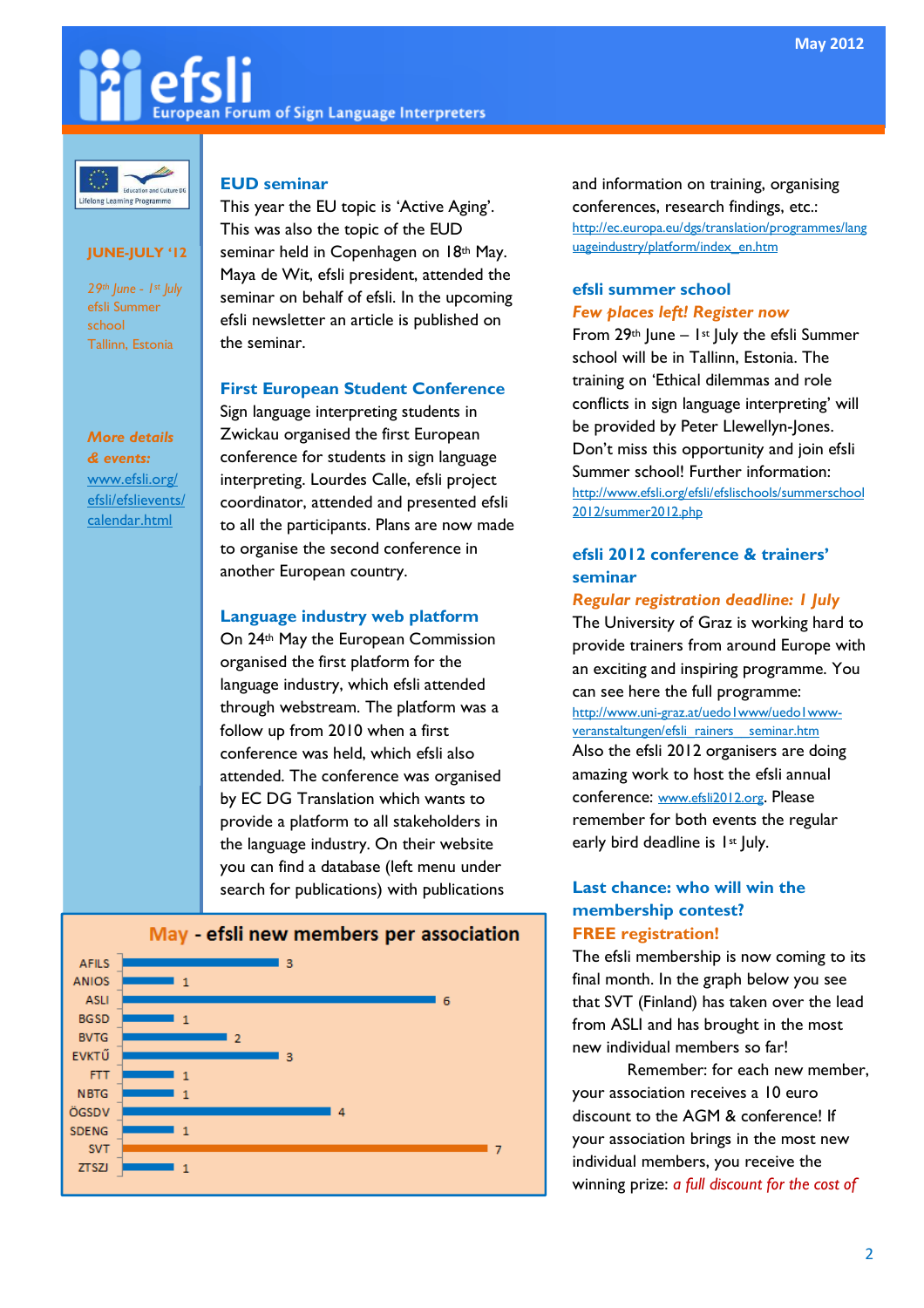# efsli

European Forum of Sign Language Interpreters

May 2012

**JUNE-JULY '12**

*29th June - 1st July*
efsli Summer school
Tallinn, Estonia

***More details & events:***
www.efsli.org/efsli/efslievents/calendar.html

## EUD seminar

This year the EU topic is 'Active Aging'. This was also the topic of the EUD seminar held in Copenhagen on 18th May. Maya de Wit, efsli president, attended the seminar on behalf of efsli. In the upcoming efsli newsletter an article is published on the seminar.

## First European Student Conference

Sign language interpreting students in Zwickau organised the first European conference for students in sign language interpreting. Lourdes Calle, efsli project coordinator, attended and presented efsli to all the participants. Plans are now made to organise the second conference in another European country.

## Language industry web platform

On 24th May the European Commission organised the first platform for the language industry, which efsli attended through webstream. The platform was a follow up from 2010 when a first conference was held, which efsli also attended. The conference was organised by EC DG Translation which wants to provide a platform to all stakeholders in the language industry. On their website you can find a database (left menu under search for publications) with publications and information on training, organising conferences, research findings, etc.: http://ec.europa.eu/dgs/translation/programmes/languageindustry/platform/index_en.htm

**May - efsli new members per association**

| Association | New members |
|---|---|
| AFILS | 3 |
| ANIOS | 1 |
| ASLI | 6 |
| BGSD | 1 |
| BVTG | 2 |
| EVKTÜ | 3 |
| FTT | 1 |
| NBTG | 1 |
| ÖGSDV | 4 |
| SDENG | 1 |
| SVT | 7 |
| ZTSZJ | 1 |

## efsli summer school

### *Few places left! Register now*

From 29th June – 1st July the efsli Summer school will be in Tallinn, Estonia. The training on 'Ethical dilemmas and role conflicts in sign language interpreting' will be provided by Peter Llewellyn-Jones. Don't miss this opportunity and join efsli Summer school! Further information: http://www.efsli.org/efsli/efslischools/summerschool2012/summer2012.php

## efsli 2012 conference & trainers' seminar

### *Regular registration deadline: 1 July*

The University of Graz is working hard to provide trainers from around Europe with an exciting and inspiring programme. You can see here the full programme: http://www.uni-graz.at/uedo1www/uedo1www-veranstaltungen/efsli_rainers__seminar.htm

Also the efsli 2012 organisers are doing amazing work to host the efsli annual conference: www.efsli2012.org. Please remember for both events the regular early bird deadline is 1st July.

## Last chance: who will win the membership contest?

### *FREE registration!*

The efsli membership is now coming to its final month. In the graph below you see that SVT (Finland) has taken over the lead from ASLI and has brought in the most new individual members so far!

Remember: for each new member, your association receives a 10 euro discount to the AGM & conference! If your association brings in the most new individual members, you receive the winning prize: *a full discount for the cost of*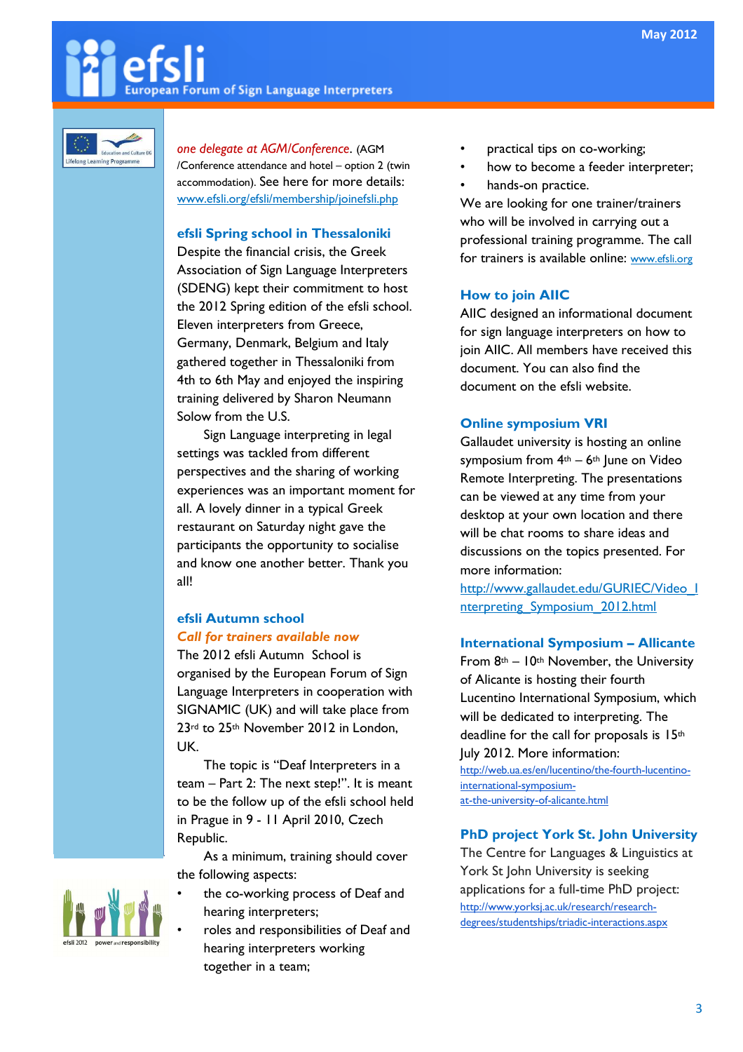*one delegate at AGM/Conference*. (AGM /Conference attendance and hotel – option 2 (twin accommodation). See here for more details: www.efsli.org/efsli/membership/joinefsli.php

## efsli Spring school in Thessaloniki

Despite the financial crisis, the Greek Association of Sign Language Interpreters (SDENG) kept their commitment to host the 2012 Spring edition of the efsli school. Eleven interpreters from Greece, Germany, Denmark, Belgium and Italy gathered together in Thessaloniki from 4th to 6th May and enjoyed the inspiring training delivered by Sharon Neumann Solow from the U.S.

Sign Language interpreting in legal settings was tackled from different perspectives and the sharing of working experiences was an important moment for all. A lovely dinner in a typical Greek restaurant on Saturday night gave the participants the opportunity to socialise and know one another better. Thank you all!

## efsli Autumn school

***Call for trainers available now***

The 2012 efsli Autumn School is organised by the European Forum of Sign Language Interpreters in cooperation with SIGNAMIC (UK) and will take place from 23rd to 25th November 2012 in London, UK.

The topic is "Deaf Interpreters in a team – Part 2: The next step!". It is meant to be the follow up of the efsli school held in Prague in 9 - 11 April 2010, Czech Republic.

As a minimum, training should cover the following aspects:

- the co-working process of Deaf and hearing interpreters;
- roles and responsibilities of Deaf and hearing interpreters working together in a team;
- practical tips on co-working;
- how to become a feeder interpreter;
- hands-on practice.

We are looking for one trainer/trainers who will be involved in carrying out a professional training programme. The call for trainers is available online: www.efsli.org

## How to join AIIC

AIIC designed an informational document for sign language interpreters on how to join AIIC. All members have received this document. You can also find the document on the efsli website.

## Online symposium VRI

Gallaudet university is hosting an online symposium from 4th – 6th June on Video Remote Interpreting. The presentations can be viewed at any time from your desktop at your own location and there will be chat rooms to share ideas and discussions on the topics presented. For more information: http://www.gallaudet.edu/GURIEC/Video_Interpreting_Symposium_2012.html

## International Symposium – Allicante

From 8th – 10th November, the University of Alicante is hosting their fourth Lucentino International Symposium, which will be dedicated to interpreting. The deadline for the call for proposals is 15th July 2012. More information: http://web.ua.es/en/lucentino/the-fourth-lucentino-international-symposium-at-the-university-of-alicante.html

## PhD project York St. John University

The Centre for Languages & Linguistics at York St John University is seeking applications for a full-time PhD project: http://www.yorksj.ac.uk/research/research-degrees/studentships/triadic-interactions.aspx